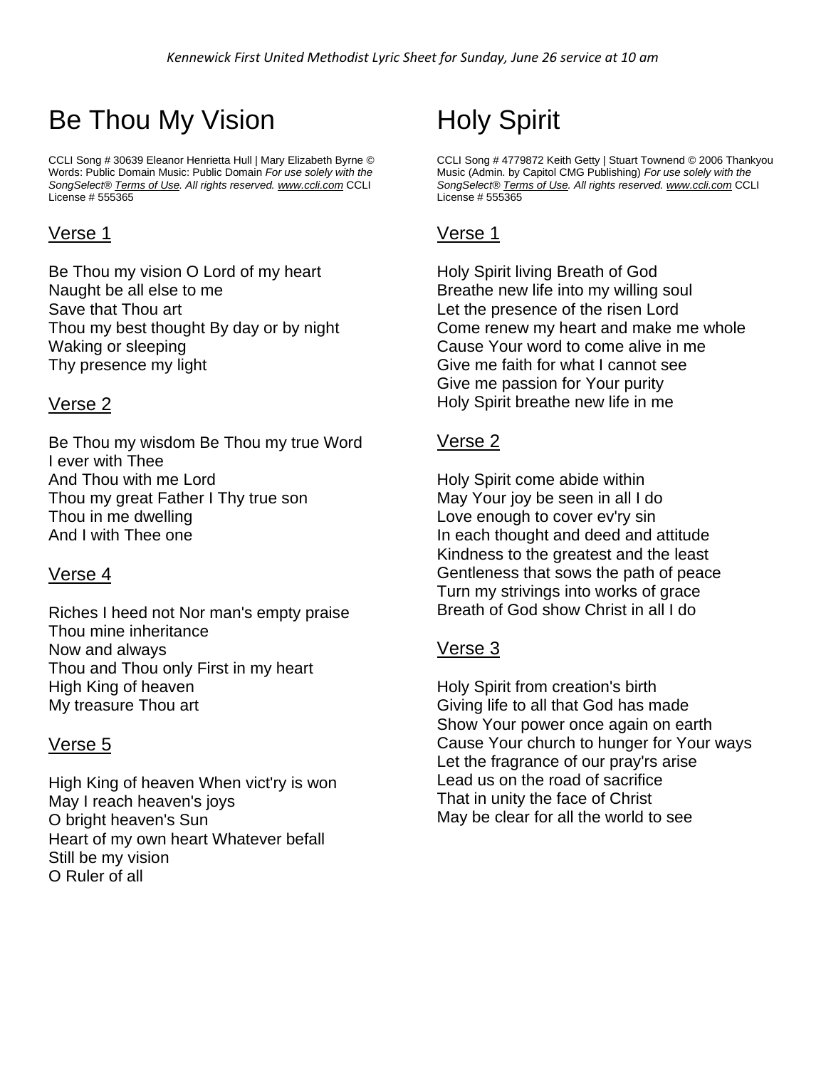*Kennewick First United Methodist Lyric Sheet for Sunday, June 26 service at 10 am*

# Be Thou My Vision

CCLI Song # 30639 Eleanor Henrietta Hull | Mary Elizabeth Byrne © Words: Public Domain Music: Public Domain *For use solely with the SongSelect® Terms of Use. All rights reserved. www.ccli.com* CCLI License # 555365

## Verse 1

Be Thou my vision O Lord of my heart
Naught be all else to me
Save that Thou art
Thou my best thought By day or by night
Waking or sleeping
Thy presence my light

## Verse 2

Be Thou my wisdom Be Thou my true Word
I ever with Thee
And Thou with me Lord
Thou my great Father I Thy true son
Thou in me dwelling
And I with Thee one

## Verse 4

Riches I heed not Nor man's empty praise
Thou mine inheritance
Now and always
Thou and Thou only First in my heart
High King of heaven
My treasure Thou art

## Verse 5

High King of heaven When vict'ry is won
May I reach heaven's joys
O bright heaven's Sun
Heart of my own heart Whatever befall
Still be my vision
O Ruler of all

# Holy Spirit

CCLI Song # 4779872 Keith Getty | Stuart Townend © 2006 Thankyou Music (Admin. by Capitol CMG Publishing) *For use solely with the SongSelect® Terms of Use. All rights reserved. www.ccli.com* CCLI License # 555365

## Verse 1

Holy Spirit living Breath of God
Breathe new life into my willing soul
Let the presence of the risen Lord
Come renew my heart and make me whole
Cause Your word to come alive in me
Give me faith for what I cannot see
Give me passion for Your purity
Holy Spirit breathe new life in me

## Verse 2

Holy Spirit come abide within
May Your joy be seen in all I do
Love enough to cover ev'ry sin
In each thought and deed and attitude
Kindness to the greatest and the least
Gentleness that sows the path of peace
Turn my strivings into works of grace
Breath of God show Christ in all I do

## Verse 3

Holy Spirit from creation's birth
Giving life to all that God has made
Show Your power once again on earth
Cause Your church to hunger for Your ways
Let the fragrance of our pray'rs arise
Lead us on the road of sacrifice
That in unity the face of Christ
May be clear for all the world to see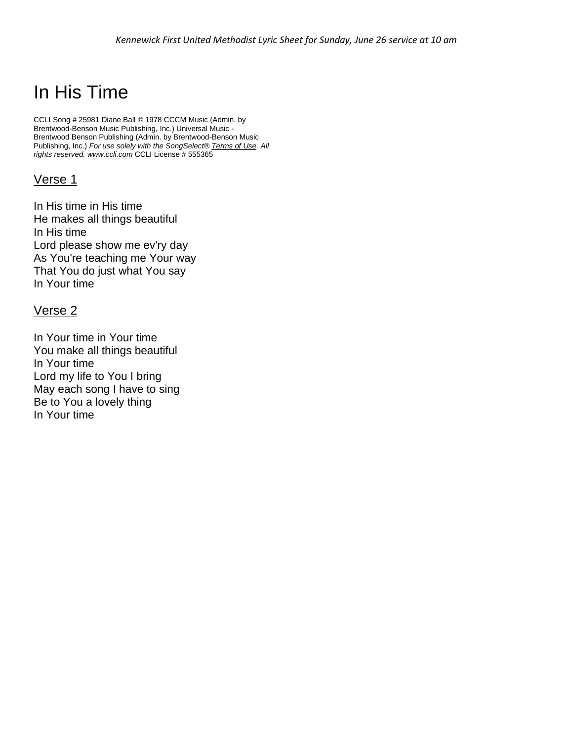# In His Time

CCLI Song # 25981 Diane Ball © 1978 CCCM Music (Admin. by Brentwood-Benson Music Publishing, Inc.) Universal Music - Brentwood Benson Publishing (Admin. by Brentwood-Benson Music Publishing, Inc.) *For use solely with the SongSelect® Terms of Use. All rights reserved. www.ccli.com* CCLI License # 555365

## Verse 1

In His time in His time  
He makes all things beautiful  
In His time  
Lord please show me ev'ry day  
As You're teaching me Your way  
That You do just what You say  
In Your time

## Verse 2

In Your time in Your time  
You make all things beautiful  
In Your time  
Lord my life to You I bring  
May each song I have to sing  
Be to You a lovely thing  
In Your time